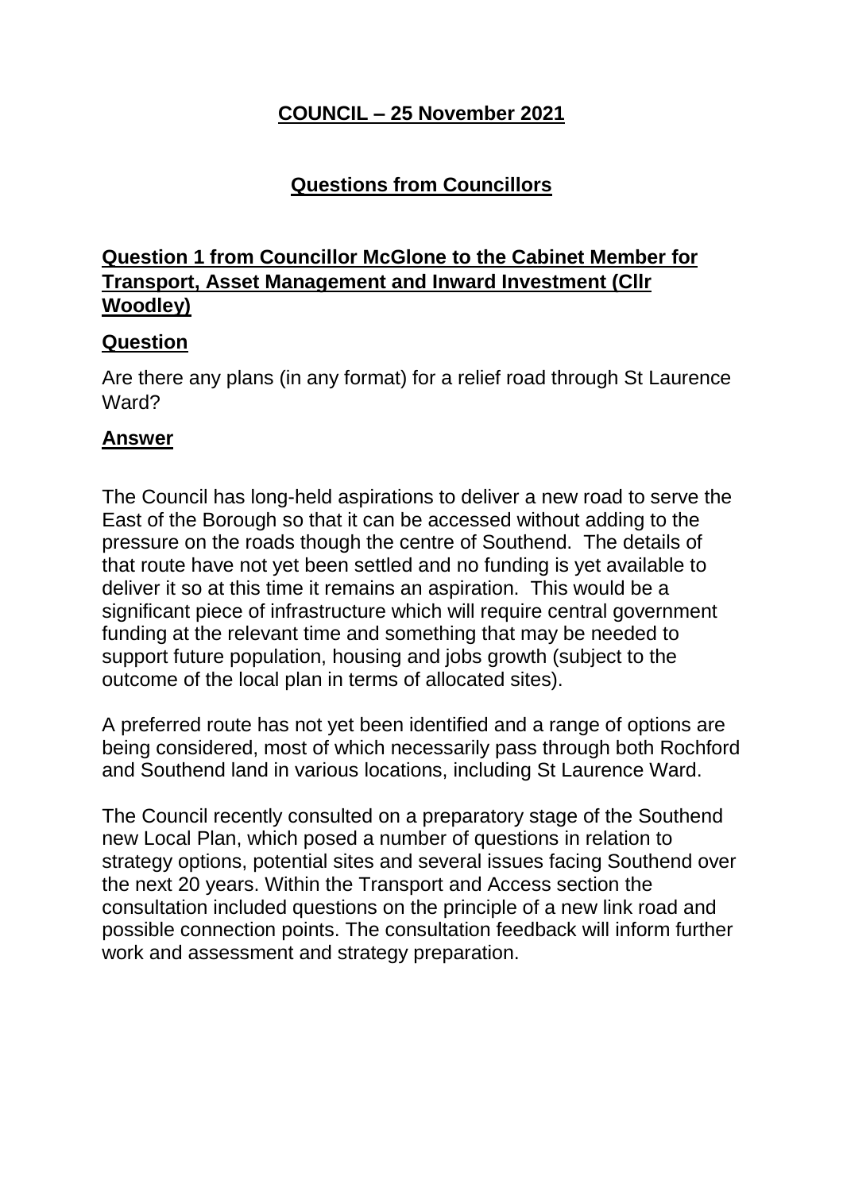# COUNCIL – 25 November 2021

## Questions from Councillors

### Question 1 from Councillor McGlone to the Cabinet Member for Transport, Asset Management and Inward Investment (Cllr Woodley)

**Question**

Are there any plans (in any format) for a relief road through St Laurence Ward?

**Answer**

The Council has long-held aspirations to deliver a new road to serve the East of the Borough so that it can be accessed without adding to the pressure on the roads though the centre of Southend. The details of that route have not yet been settled and no funding is yet available to deliver it so at this time it remains an aspiration. This would be a significant piece of infrastructure which will require central government funding at the relevant time and something that may be needed to support future population, housing and jobs growth (subject to the outcome of the local plan in terms of allocated sites).

A preferred route has not yet been identified and a range of options are being considered, most of which necessarily pass through both Rochford and Southend land in various locations, including St Laurence Ward.

The Council recently consulted on a preparatory stage of the Southend new Local Plan, which posed a number of questions in relation to strategy options, potential sites and several issues facing Southend over the next 20 years. Within the Transport and Access section the consultation included questions on the principle of a new link road and possible connection points. The consultation feedback will inform further work and assessment and strategy preparation.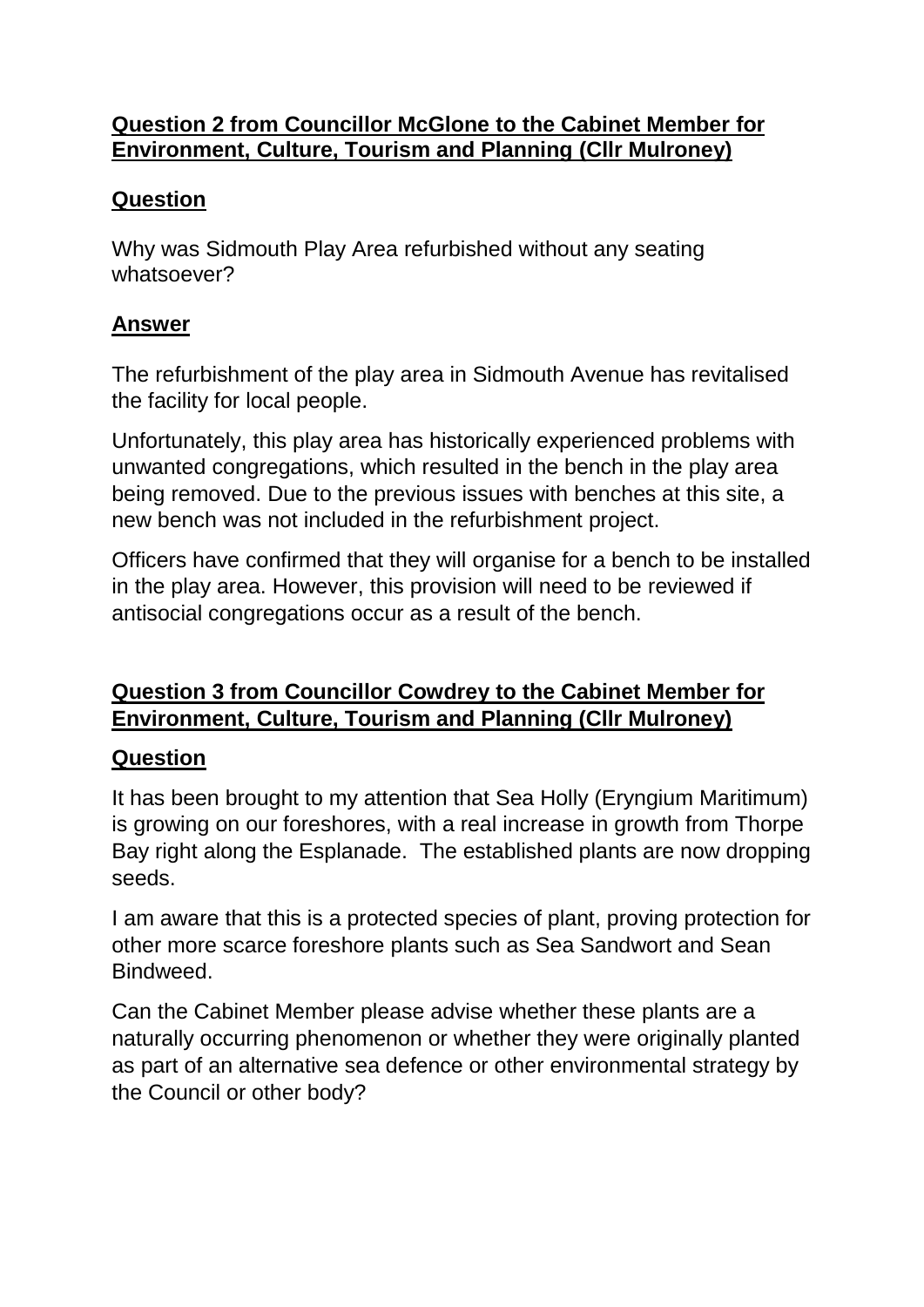**Question 2 from Councillor McGlone to the Cabinet Member for Environment, Culture, Tourism and Planning (Cllr Mulroney)**

**Question**

Why was Sidmouth Play Area refurbished without any seating whatsoever?

**Answer**

The refurbishment of the play area in Sidmouth Avenue has revitalised the facility for local people.

Unfortunately, this play area has historically experienced problems with unwanted congregations, which resulted in the bench in the play area being removed. Due to the previous issues with benches at this site, a new bench was not included in the refurbishment project.

Officers have confirmed that they will organise for a bench to be installed in the play area. However, this provision will need to be reviewed if antisocial congregations occur as a result of the bench.

**Question 3 from Councillor Cowdrey to the Cabinet Member for Environment, Culture, Tourism and Planning (Cllr Mulroney)**

**Question**

It has been brought to my attention that Sea Holly (Eryngium Maritimum) is growing on our foreshores, with a real increase in growth from Thorpe Bay right along the Esplanade. The established plants are now dropping seeds.

I am aware that this is a protected species of plant, proving protection for other more scarce foreshore plants such as Sea Sandwort and Sean Bindweed.

Can the Cabinet Member please advise whether these plants are a naturally occurring phenomenon or whether they were originally planted as part of an alternative sea defence or other environmental strategy by the Council or other body?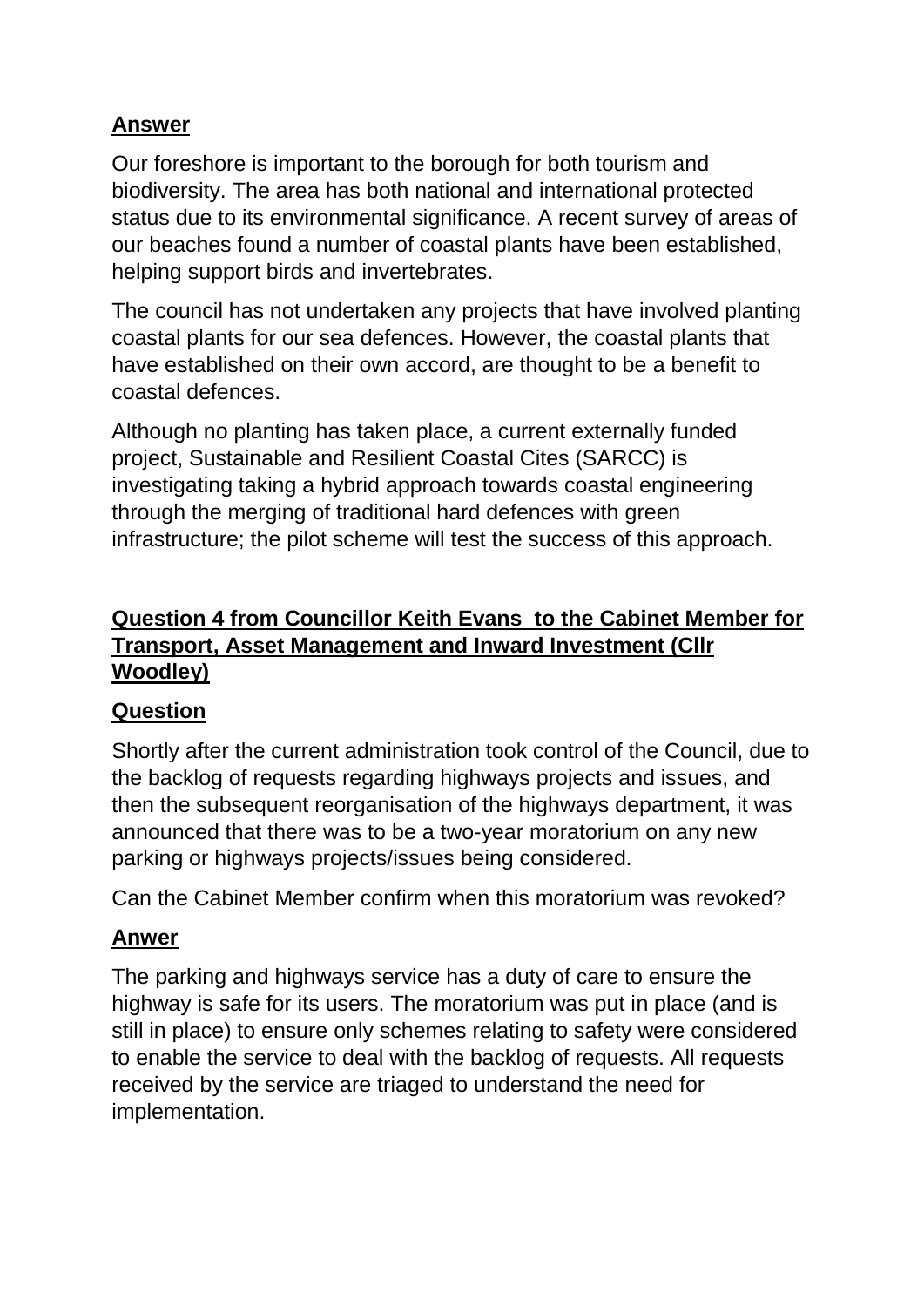**Answer**

Our foreshore is important to the borough for both tourism and biodiversity. The area has both national and international protected status due to its environmental significance. A recent survey of areas of our beaches found a number of coastal plants have been established, helping support birds and invertebrates.

The council has not undertaken any projects that have involved planting coastal plants for our sea defences. However, the coastal plants that have established on their own accord, are thought to be a benefit to coastal defences.

Although no planting has taken place, a current externally funded project, Sustainable and Resilient Coastal Cites (SARCC) is investigating taking a hybrid approach towards coastal engineering through the merging of traditional hard defences with green infrastructure; the pilot scheme will test the success of this approach.

**Question 4 from Councillor Keith Evans  to the Cabinet Member for Transport, Asset Management and Inward Investment (Cllr Woodley)**

**Question**

Shortly after the current administration took control of the Council, due to the backlog of requests regarding highways projects and issues, and then the subsequent reorganisation of the highways department, it was announced that there was to be a two-year moratorium on any new parking or highways projects/issues being considered.

Can the Cabinet Member confirm when this moratorium was revoked?

**Anwer**

The parking and highways service has a duty of care to ensure the highway is safe for its users. The moratorium was put in place (and is still in place) to ensure only schemes relating to safety were considered to enable the service to deal with the backlog of requests. All requests received by the service are triaged to understand the need for implementation.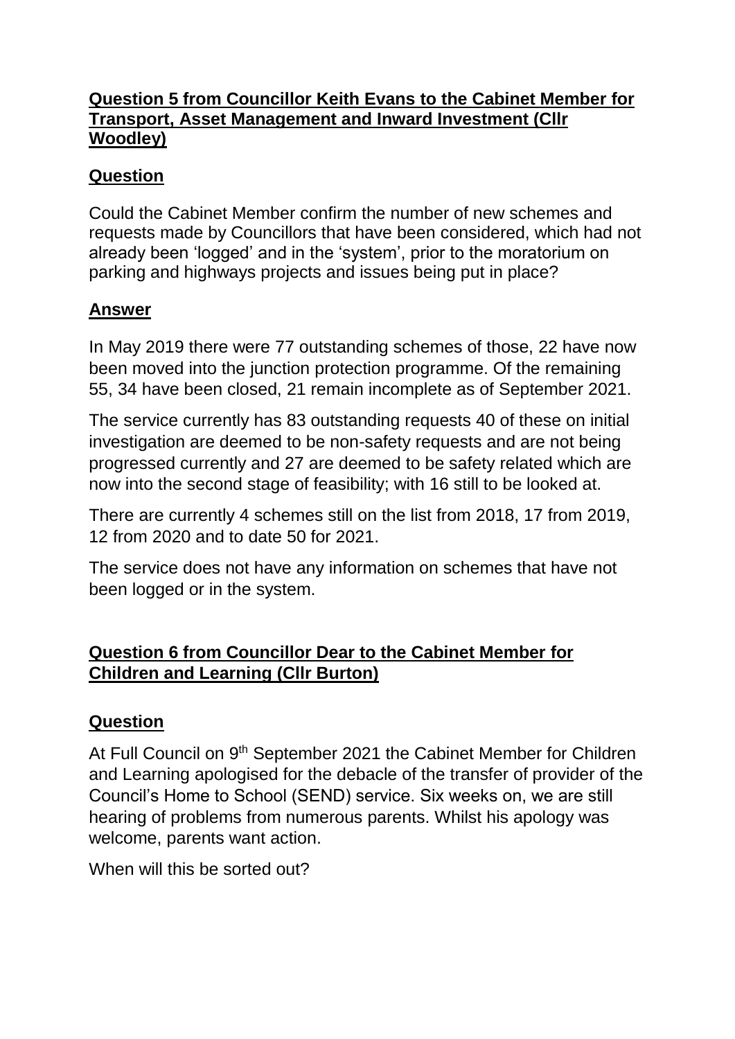**Question 5 from Councillor Keith Evans to the Cabinet Member for Transport, Asset Management and Inward Investment (Cllr Woodley)**

**Question**

Could the Cabinet Member confirm the number of new schemes and requests made by Councillors that have been considered, which had not already been 'logged' and in the 'system', prior to the moratorium on parking and highways projects and issues being put in place?

**Answer**

In May 2019 there were 77 outstanding schemes of those, 22 have now been moved into the junction protection programme. Of the remaining 55, 34 have been closed, 21 remain incomplete as of September 2021.

The service currently has 83 outstanding requests 40 of these on initial investigation are deemed to be non-safety requests and are not being progressed currently and 27 are deemed to be safety related which are now into the second stage of feasibility; with 16 still to be looked at.

There are currently 4 schemes still on the list from 2018, 17 from 2019, 12 from 2020 and to date 50 for 2021.

The service does not have any information on schemes that have not been logged or in the system.

**Question 6 from Councillor Dear to the Cabinet Member for Children and Learning (Cllr Burton)**

**Question**

At Full Council on 9th September 2021 the Cabinet Member for Children and Learning apologised for the debacle of the transfer of provider of the Council's Home to School (SEND) service. Six weeks on, we are still hearing of problems from numerous parents. Whilst his apology was welcome, parents want action.

When will this be sorted out?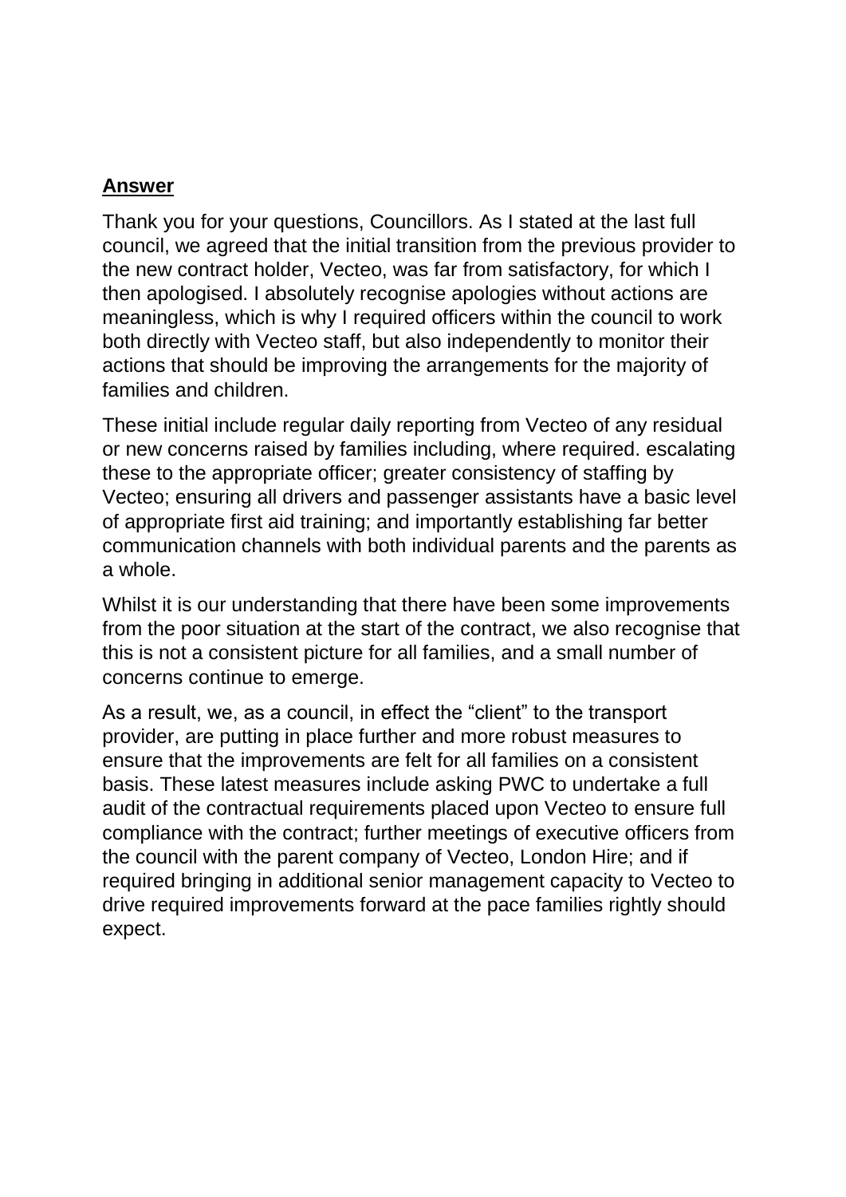**Answer**

Thank you for your questions, Councillors. As I stated at the last full council, we agreed that the initial transition from the previous provider to the new contract holder, Vecteo, was far from satisfactory, for which I then apologised. I absolutely recognise apologies without actions are meaningless, which is why I required officers within the council to work both directly with Vecteo staff, but also independently to monitor their actions that should be improving the arrangements for the majority of families and children.

These initial include regular daily reporting from Vecteo of any residual or new concerns raised by families including, where required. escalating these to the appropriate officer; greater consistency of staffing by Vecteo; ensuring all drivers and passenger assistants have a basic level of appropriate first aid training; and importantly establishing far better communication channels with both individual parents and the parents as a whole.

Whilst it is our understanding that there have been some improvements from the poor situation at the start of the contract, we also recognise that this is not a consistent picture for all families, and a small number of concerns continue to emerge.

As a result, we, as a council, in effect the "client" to the transport provider, are putting in place further and more robust measures to ensure that the improvements are felt for all families on a consistent basis. These latest measures include asking PWC to undertake a full audit of the contractual requirements placed upon Vecteo to ensure full compliance with the contract; further meetings of executive officers from the council with the parent company of Vecteo, London Hire; and if required bringing in additional senior management capacity to Vecteo to drive required improvements forward at the pace families rightly should expect.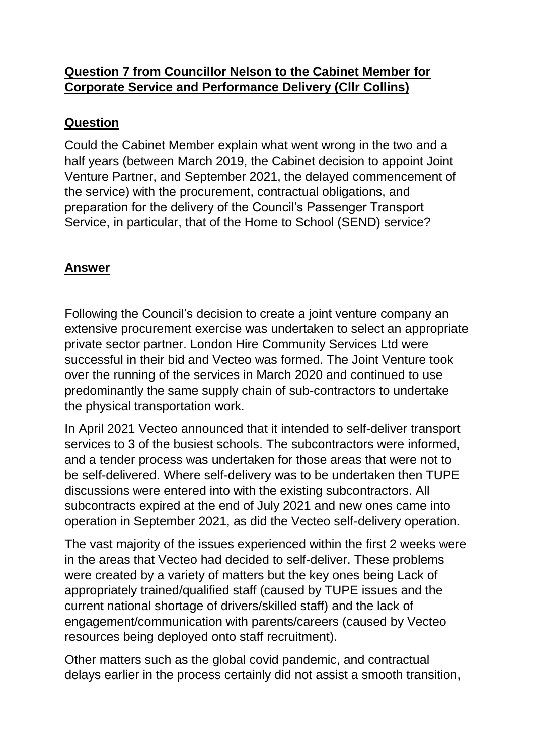**Question 7 from Councillor Nelson to the Cabinet Member for Corporate Service and Performance Delivery (Cllr Collins)**

**Question**

Could the Cabinet Member explain what went wrong in the two and a half years (between March 2019, the Cabinet decision to appoint Joint Venture Partner, and September 2021, the delayed commencement of the service) with the procurement, contractual obligations, and preparation for the delivery of the Council's Passenger Transport Service, in particular, that of the Home to School (SEND) service?

**Answer**

Following the Council's decision to create a joint venture company an extensive procurement exercise was undertaken to select an appropriate private sector partner. London Hire Community Services Ltd were successful in their bid and Vecteo was formed. The Joint Venture took over the running of the services in March 2020 and continued to use predominantly the same supply chain of sub-contractors to undertake the physical transportation work.

In April 2021 Vecteo announced that it intended to self-deliver transport services to 3 of the busiest schools. The subcontractors were informed, and a tender process was undertaken for those areas that were not to be self-delivered. Where self-delivery was to be undertaken then TUPE discussions were entered into with the existing subcontractors. All subcontracts expired at the end of July 2021 and new ones came into operation in September 2021, as did the Vecteo self-delivery operation.

The vast majority of the issues experienced within the first 2 weeks were in the areas that Vecteo had decided to self-deliver. These problems were created by a variety of matters but the key ones being Lack of appropriately trained/qualified staff (caused by TUPE issues and the current national shortage of drivers/skilled staff) and the lack of engagement/communication with parents/careers (caused by Vecteo resources being deployed onto staff recruitment).

Other matters such as the global covid pandemic, and contractual delays earlier in the process certainly did not assist a smooth transition,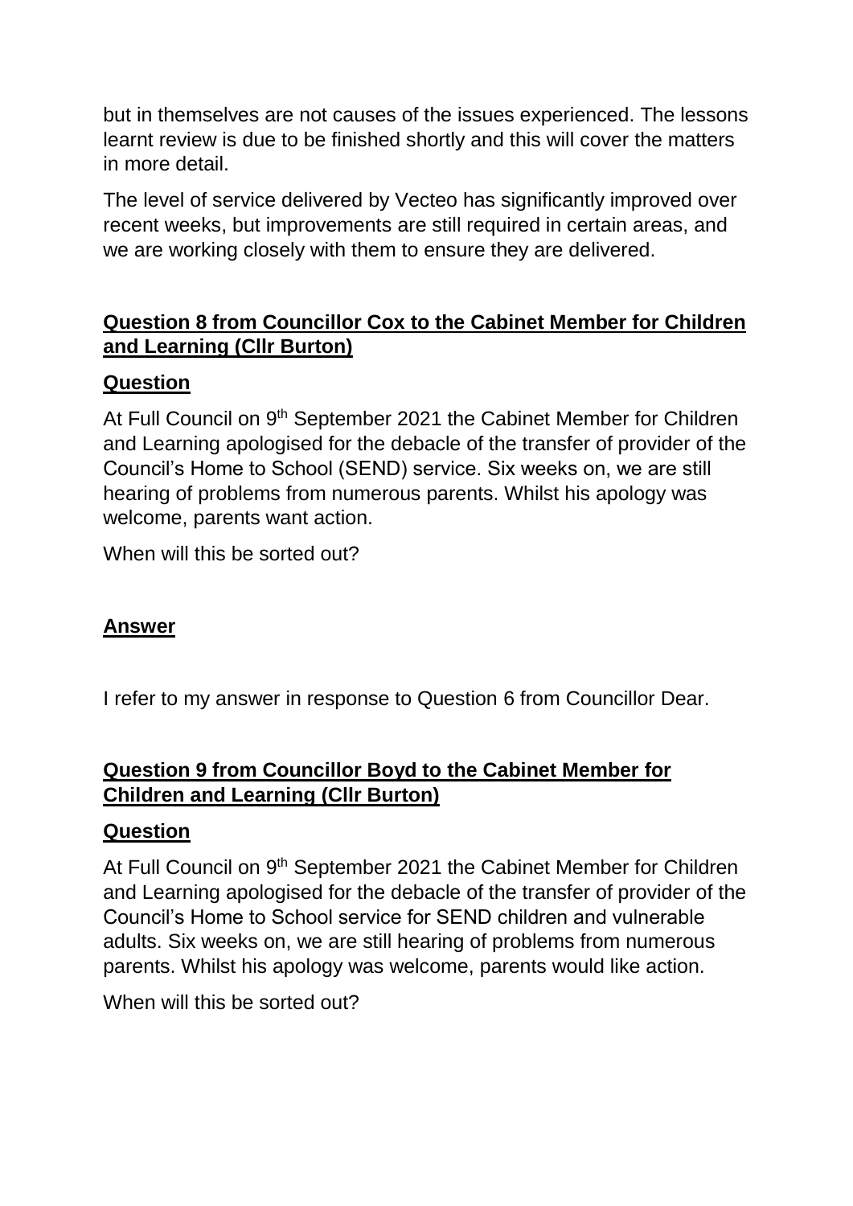but in themselves are not causes of the issues experienced. The lessons learnt review is due to be finished shortly and this will cover the matters in more detail.

The level of service delivered by Vecteo has significantly improved over recent weeks, but improvements are still required in certain areas, and we are working closely with them to ensure they are delivered.

## **Question 8 from Councillor Cox to the Cabinet Member for Children and Learning (Cllr Burton)**

### **Question**

At Full Council on 9th September 2021 the Cabinet Member for Children and Learning apologised for the debacle of the transfer of provider of the Council's Home to School (SEND) service. Six weeks on, we are still hearing of problems from numerous parents. Whilst his apology was welcome, parents want action.

When will this be sorted out?

### **Answer**

I refer to my answer in response to Question 6 from Councillor Dear.

## **Question 9 from Councillor Boyd to the Cabinet Member for Children and Learning (Cllr Burton)**

### **Question**

At Full Council on 9th September 2021 the Cabinet Member for Children and Learning apologised for the debacle of the transfer of provider of the Council's Home to School service for SEND children and vulnerable adults. Six weeks on, we are still hearing of problems from numerous parents. Whilst his apology was welcome, parents would like action.

When will this be sorted out?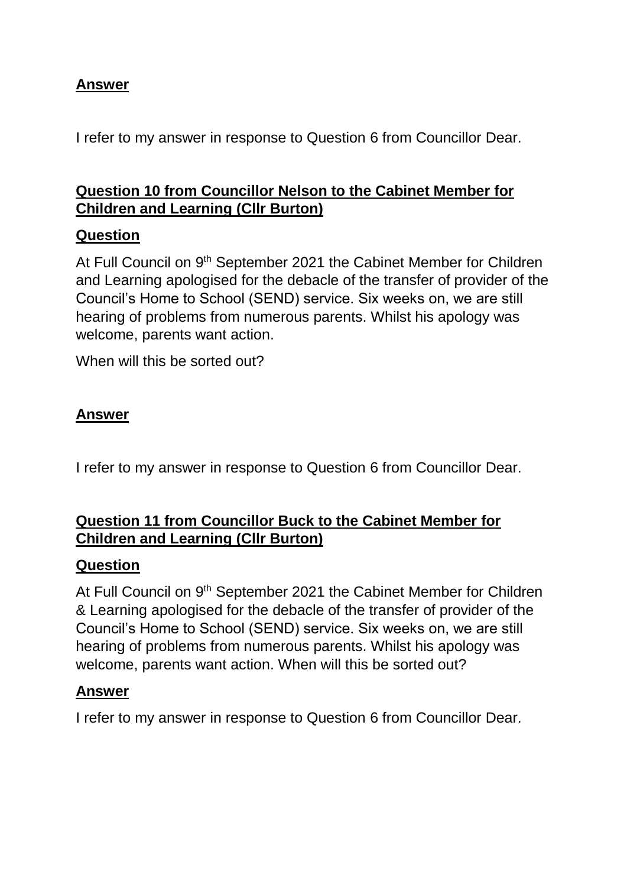**Answer**

I refer to my answer in response to Question 6 from Councillor Dear.

**Question 10 from Councillor Nelson to the Cabinet Member for Children and Learning (Cllr Burton)**

**Question**

At Full Council on 9th September 2021 the Cabinet Member for Children and Learning apologised for the debacle of the transfer of provider of the Council's Home to School (SEND) service. Six weeks on, we are still hearing of problems from numerous parents. Whilst his apology was welcome, parents want action.

When will this be sorted out?

**Answer**

I refer to my answer in response to Question 6 from Councillor Dear.

**Question 11 from Councillor Buck to the Cabinet Member for Children and Learning (Cllr Burton)**

**Question**

At Full Council on 9th September 2021 the Cabinet Member for Children & Learning apologised for the debacle of the transfer of provider of the Council's Home to School (SEND) service. Six weeks on, we are still hearing of problems from numerous parents. Whilst his apology was welcome, parents want action. When will this be sorted out?

**Answer**

I refer to my answer in response to Question 6 from Councillor Dear.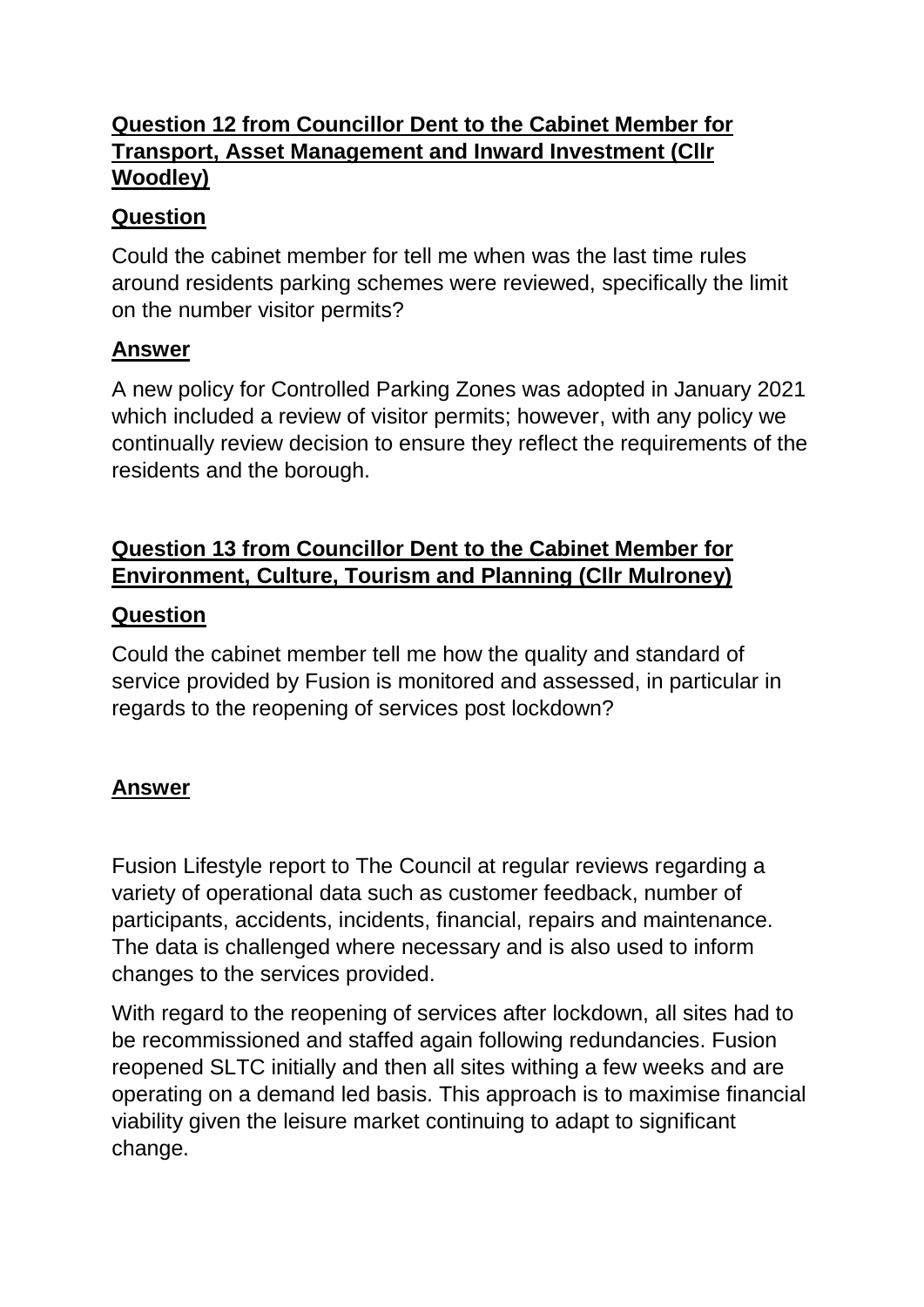**Question 12 from Councillor Dent to the Cabinet Member for Transport, Asset Management and Inward Investment (Cllr Woodley)**

**Question**

Could the cabinet member for tell me when was the last time rules around residents parking schemes were reviewed, specifically the limit on the number visitor permits?

**Answer**

A new policy for Controlled Parking Zones was adopted in January 2021 which included a review of visitor permits; however, with any policy we continually review decision to ensure they reflect the requirements of the residents and the borough.

**Question 13 from Councillor Dent to the Cabinet Member for Environment, Culture, Tourism and Planning (Cllr Mulroney)**

**Question**

Could the cabinet member tell me how the quality and standard of service provided by Fusion is monitored and assessed, in particular in regards to the reopening of services post lockdown?

**Answer**

Fusion Lifestyle report to The Council at regular reviews regarding a variety of operational data such as customer feedback, number of participants, accidents, incidents, financial, repairs and maintenance. The data is challenged where necessary and is also used to inform changes to the services provided.

With regard to the reopening of services after lockdown, all sites had to be recommissioned and staffed again following redundancies. Fusion reopened SLTC initially and then all sites withing a few weeks and are operating on a demand led basis. This approach is to maximise financial viability given the leisure market continuing to adapt to significant change.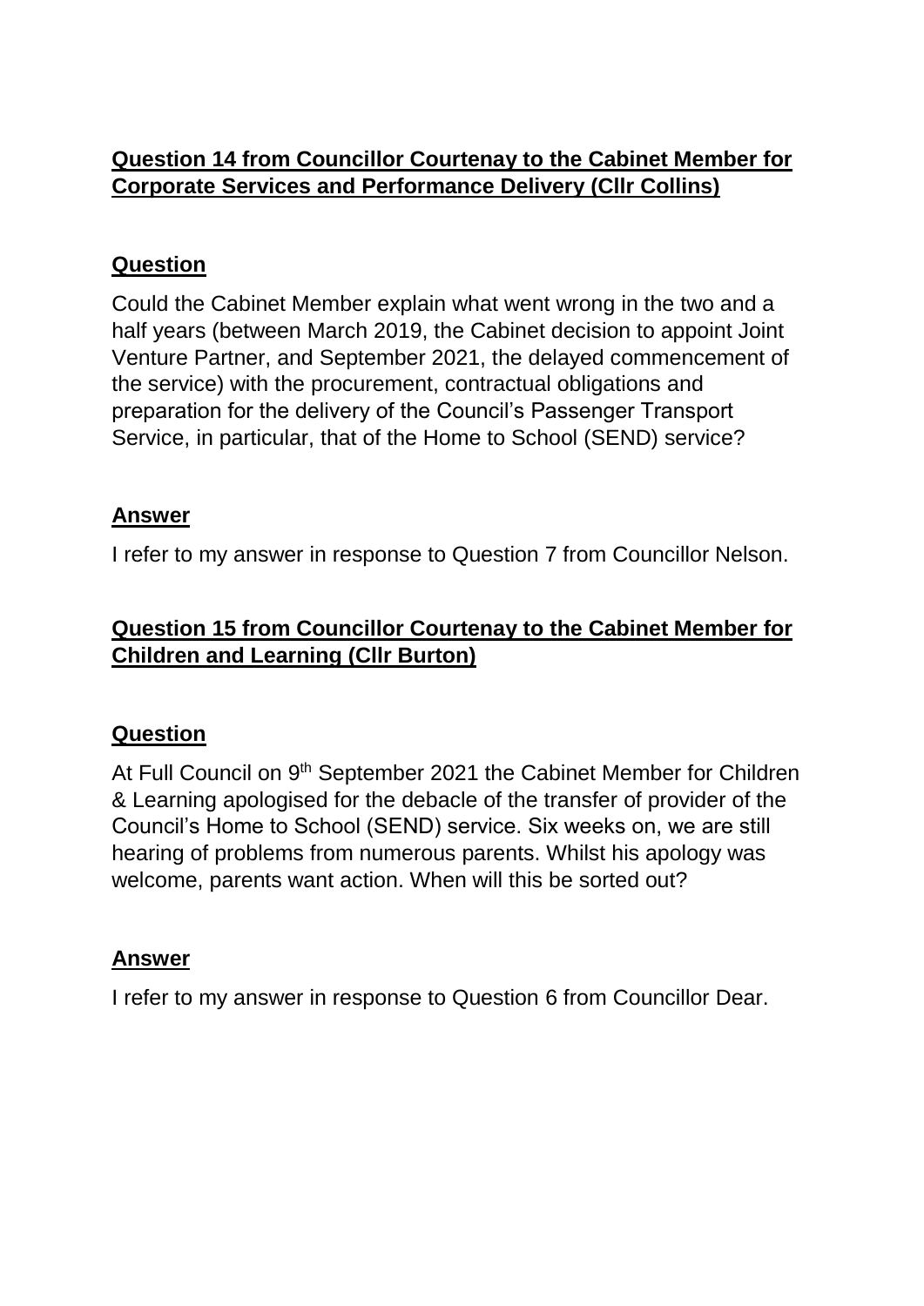## **Question 14 from Councillor Courtenay to the Cabinet Member for Corporate Services and Performance Delivery (Cllr Collins)**

### **Question**

Could the Cabinet Member explain what went wrong in the two and a half years (between March 2019, the Cabinet decision to appoint Joint Venture Partner, and September 2021, the delayed commencement of the service) with the procurement, contractual obligations and preparation for the delivery of the Council's Passenger Transport Service, in particular, that of the Home to School (SEND) service?

### **Answer**

I refer to my answer in response to Question 7 from Councillor Nelson.

## **Question 15 from Councillor Courtenay to the Cabinet Member for Children and Learning (Cllr Burton)**

### **Question**

At Full Council on 9th September 2021 the Cabinet Member for Children & Learning apologised for the debacle of the transfer of provider of the Council's Home to School (SEND) service. Six weeks on, we are still hearing of problems from numerous parents. Whilst his apology was welcome, parents want action. When will this be sorted out?

### **Answer**

I refer to my answer in response to Question 6 from Councillor Dear.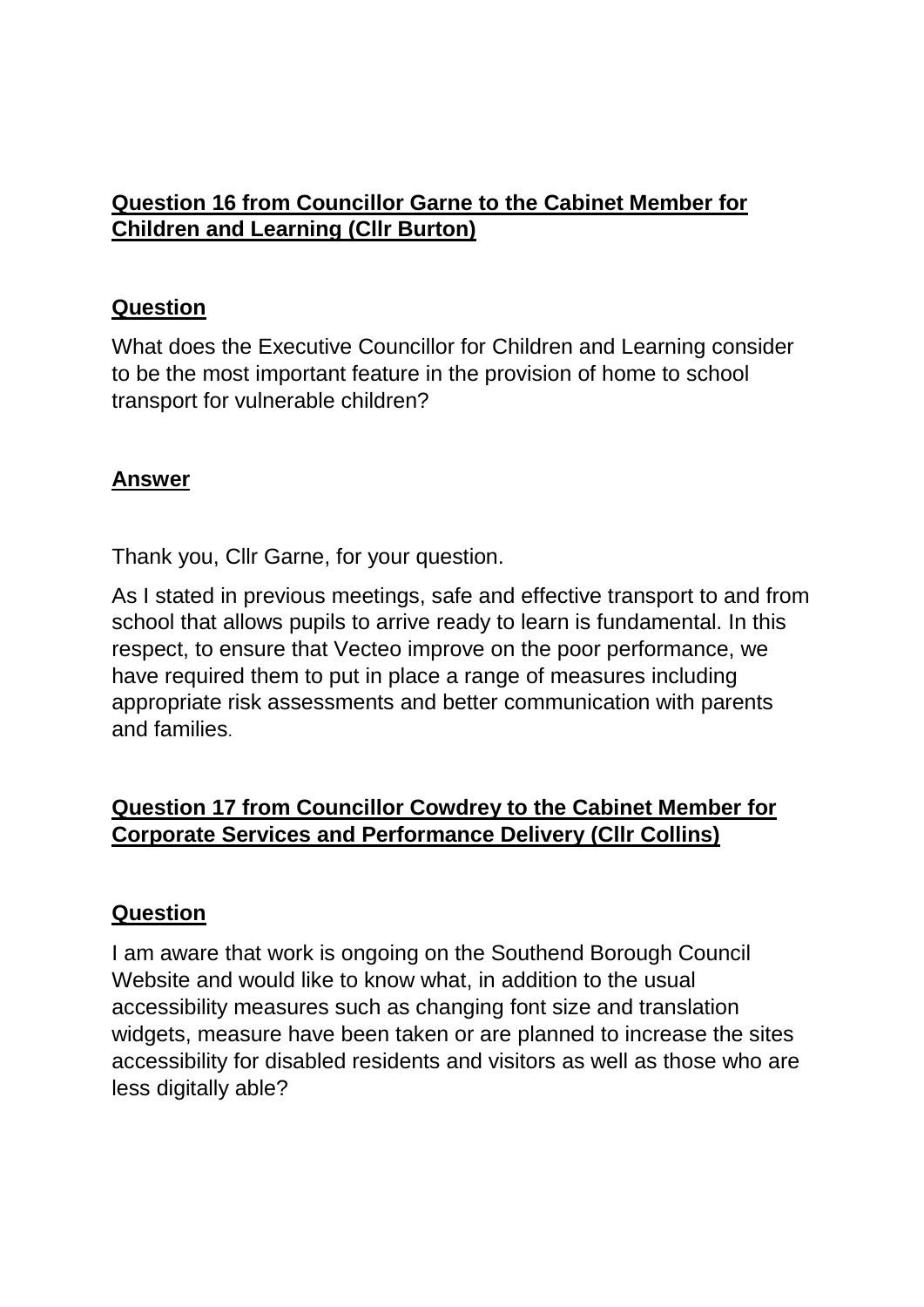## Question 16 from Councillor Garne to the Cabinet Member for Children and Learning (Cllr Burton)

### Question

What does the Executive Councillor for Children and Learning consider to be the most important feature in the provision of home to school transport for vulnerable children?

### Answer

Thank you, Cllr Garne, for your question.

As I stated in previous meetings, safe and effective transport to and from school that allows pupils to arrive ready to learn is fundamental. In this respect, to ensure that Vecteo improve on the poor performance, we have required them to put in place a range of measures including appropriate risk assessments and better communication with parents and families.

## Question 17 from Councillor Cowdrey to the Cabinet Member for Corporate Services and Performance Delivery (Cllr Collins)

### Question

I am aware that work is ongoing on the Southend Borough Council Website and would like to know what, in addition to the usual accessibility measures such as changing font size and translation widgets, measure have been taken or are planned to increase the sites accessibility for disabled residents and visitors as well as those who are less digitally able?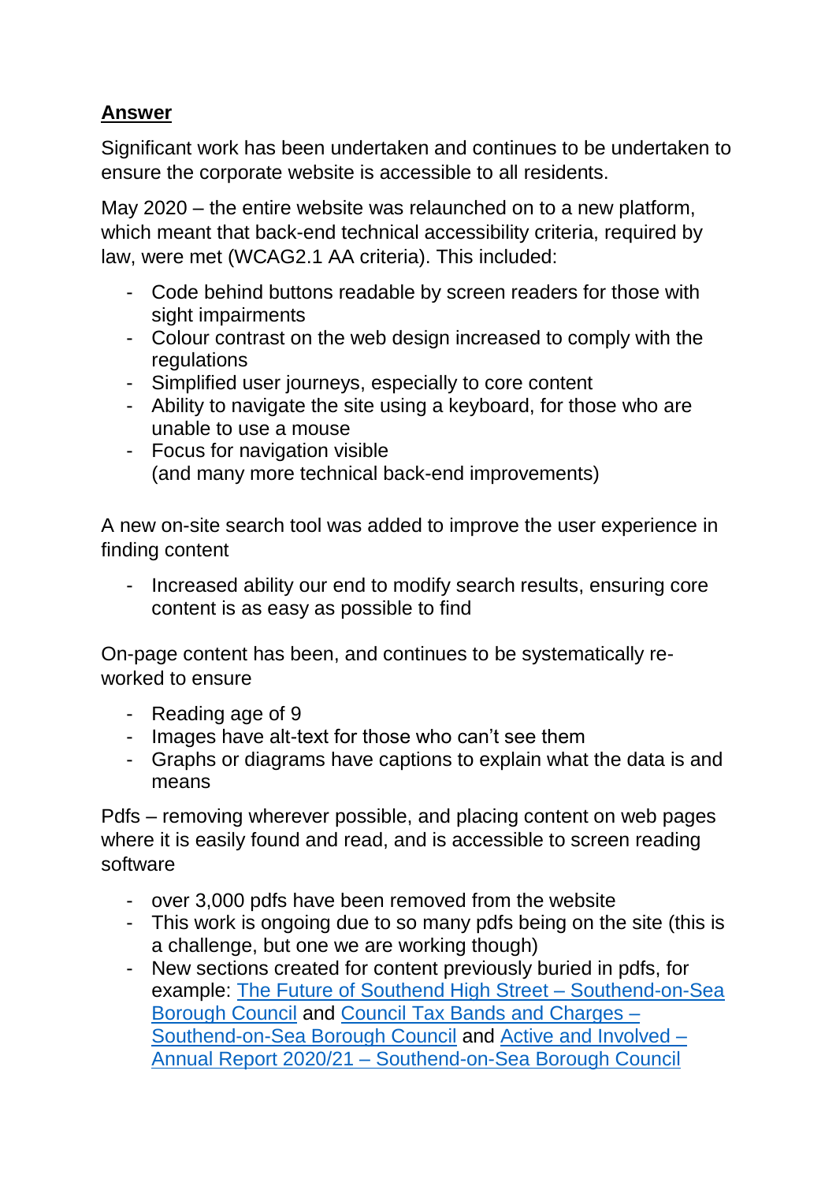**Answer**

Significant work has been undertaken and continues to be undertaken to ensure the corporate website is accessible to all residents.

May 2020 – the entire website was relaunched on to a new platform, which meant that back-end technical accessibility criteria, required by law, were met (WCAG2.1 AA criteria). This included:

- Code behind buttons readable by screen readers for those with sight impairments
- Colour contrast on the web design increased to comply with the regulations
- Simplified user journeys, especially to core content
- Ability to navigate the site using a keyboard, for those who are unable to use a mouse
- Focus for navigation visible
  (and many more technical back-end improvements)

A new on-site search tool was added to improve the user experience in finding content

- Increased ability our end to modify search results, ensuring core content is as easy as possible to find

On-page content has been, and continues to be systematically re-worked to ensure

- Reading age of 9
- Images have alt-text for those who can't see them
- Graphs or diagrams have captions to explain what the data is and means

Pdfs – removing wherever possible, and placing content on web pages where it is easily found and read, and is accessible to screen reading software

- over 3,000 pdfs have been removed from the website
- This work is ongoing due to so many pdfs being on the site (this is a challenge, but one we are working though)
- New sections created for content previously buried in pdfs, for example: The Future of Southend High Street – Southend-on-Sea Borough Council and Council Tax Bands and Charges – Southend-on-Sea Borough Council and Active and Involved – Annual Report 2020/21 – Southend-on-Sea Borough Council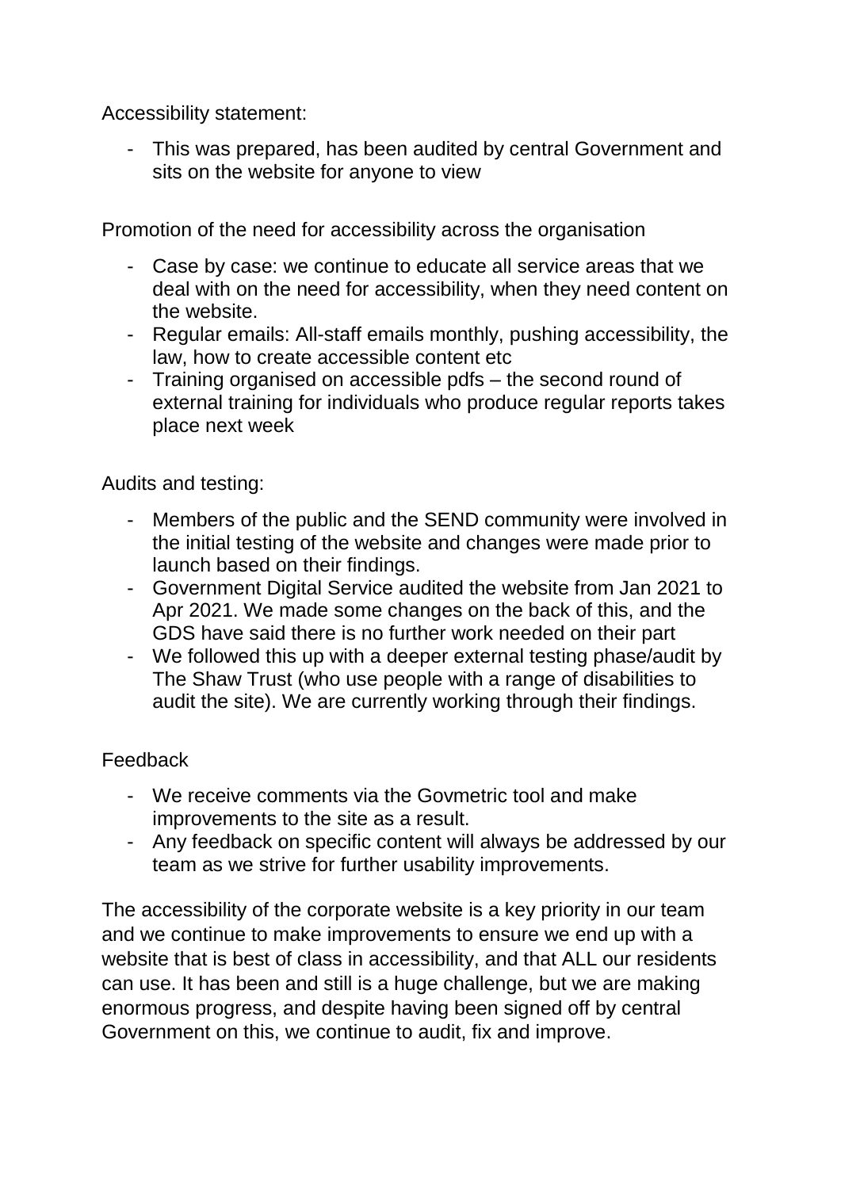Accessibility statement:

- This was prepared, has been audited by central Government and sits on the website for anyone to view

Promotion of the need for accessibility across the organisation

- Case by case: we continue to educate all service areas that we deal with on the need for accessibility, when they need content on the website.
- Regular emails: All-staff emails monthly, pushing accessibility, the law, how to create accessible content etc
- Training organised on accessible pdfs – the second round of external training for individuals who produce regular reports takes place next week

Audits and testing:

- Members of the public and the SEND community were involved in the initial testing of the website and changes were made prior to launch based on their findings.
- Government Digital Service audited the website from Jan 2021 to Apr 2021. We made some changes on the back of this, and the GDS have said there is no further work needed on their part
- We followed this up with a deeper external testing phase/audit by The Shaw Trust (who use people with a range of disabilities to audit the site). We are currently working through their findings.

Feedback

- We receive comments via the Govmetric tool and make improvements to the site as a result.
- Any feedback on specific content will always be addressed by our team as we strive for further usability improvements.

The accessibility of the corporate website is a key priority in our team and we continue to make improvements to ensure we end up with a website that is best of class in accessibility, and that ALL our residents can use. It has been and still is a huge challenge, but we are making enormous progress, and despite having been signed off by central Government on this, we continue to audit, fix and improve.